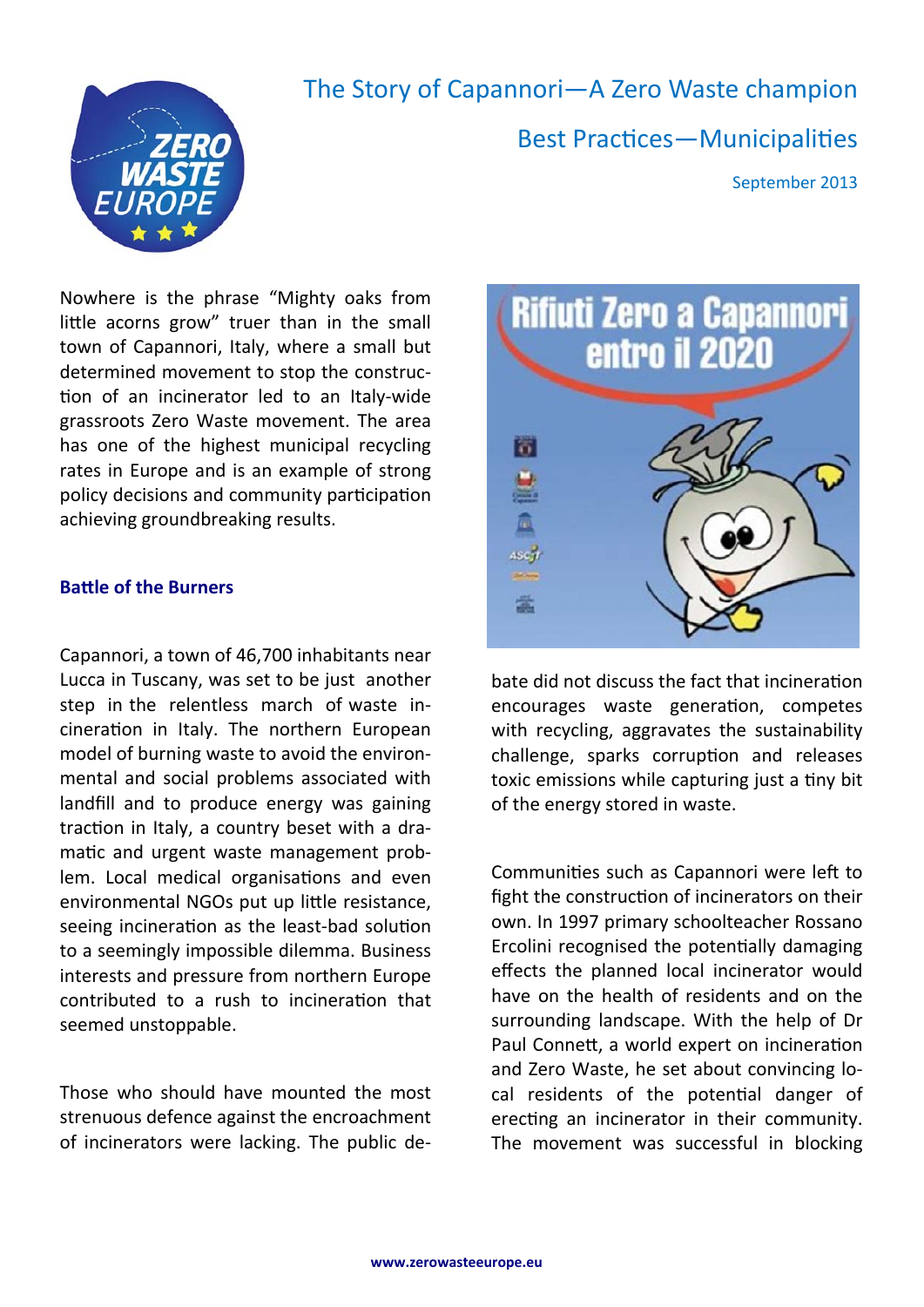# The Story of Capannori—A Zero Waste champion

## Best Practices—Municipalities

September 2013

Nowhere is the phrase "Mighty oaks from little acorns grow" truer than in the small town of Capannori, Italy, where a small but determined movement to stop the construction of an incinerator led to an Italy-wide grassroots Zero Waste movement. The area has one of the highest municipal recycling rates in Europe and is an example of strong policy decisions and community participation achieving groundbreaking results.

### Battle of the Burners

Capannori, a town of 46,700 inhabitants near Lucca in Tuscany, was set to be just another step in the relentless march of waste incineration in Italy. The northern European model of burning waste to avoid the environmental and social problems associated with landfill and to produce energy was gaining traction in Italy, a country beset with a dramatic and urgent waste management problem. Local medical organisations and even environmental NGOs put up little resistance, seeing incineration as the least-bad solution to a seemingly impossible dilemma. Business interests and pressure from northern Europe contributed to a rush to incineration that seemed unstoppable.

Those who should have mounted the most strenuous defence against the encroachment of incinerators were lacking. The public debate did not discuss the fact that incineration encourages waste generation, competes with recycling, aggravates the sustainability challenge, sparks corruption and releases toxic emissions while capturing just a tiny bit of the energy stored in waste.

Communities such as Capannori were left to fight the construction of incinerators on their own. In 1997 primary schoolteacher Rossano Ercolini recognised the potentially damaging effects the planned local incinerator would have on the health of residents and on the surrounding landscape. With the help of Dr Paul Connett, a world expert on incineration and Zero Waste, he set about convincing local residents of the potential danger of erecting an incinerator in their community. The movement was successful in blocking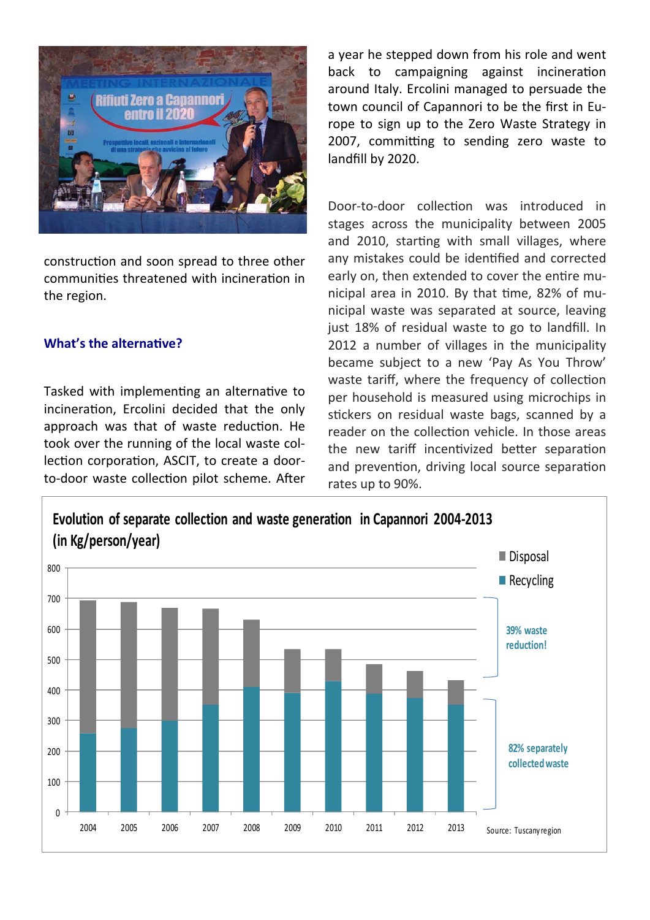construction and soon spread to three other communities threatened with incineration in the region.

### What's the alternative?

Tasked with implementing an alternative to incineration, Ercolini decided that the only approach was that of waste reduction. He took over the running of the local waste collection corporation, ASCIT, to create a door-to-door waste collection pilot scheme. After a year he stepped down from his role and went back to campaigning against incineration around Italy. Ercolini managed to persuade the town council of Capannori to be the first in Europe to sign up to the Zero Waste Strategy in 2007, committing to sending zero waste to landfill by 2020.

Door-to-door collection was introduced in stages across the municipality between 2005 and 2010, starting with small villages, where any mistakes could be identified and corrected early on, then extended to cover the entire municipal area in 2010. By that time, 82% of municipal waste was separated at source, leaving just 18% of residual waste to go to landfill. In 2012 a number of villages in the municipality became subject to a new 'Pay As You Throw' waste tariff, where the frequency of collection per household is measured using microchips in stickers on residual waste bags, scanned by a reader on the collection vehicle. In those areas the new tariff incentivized better separation and prevention, driving local source separation rates up to 90%.

**Evolution of separate collection and waste generation in Capannori 2004-2013 (in Kg/person/year)**

Legend: Disposal; Recycling

39% waste reduction!

82% separately collected waste

Source: Tuscany region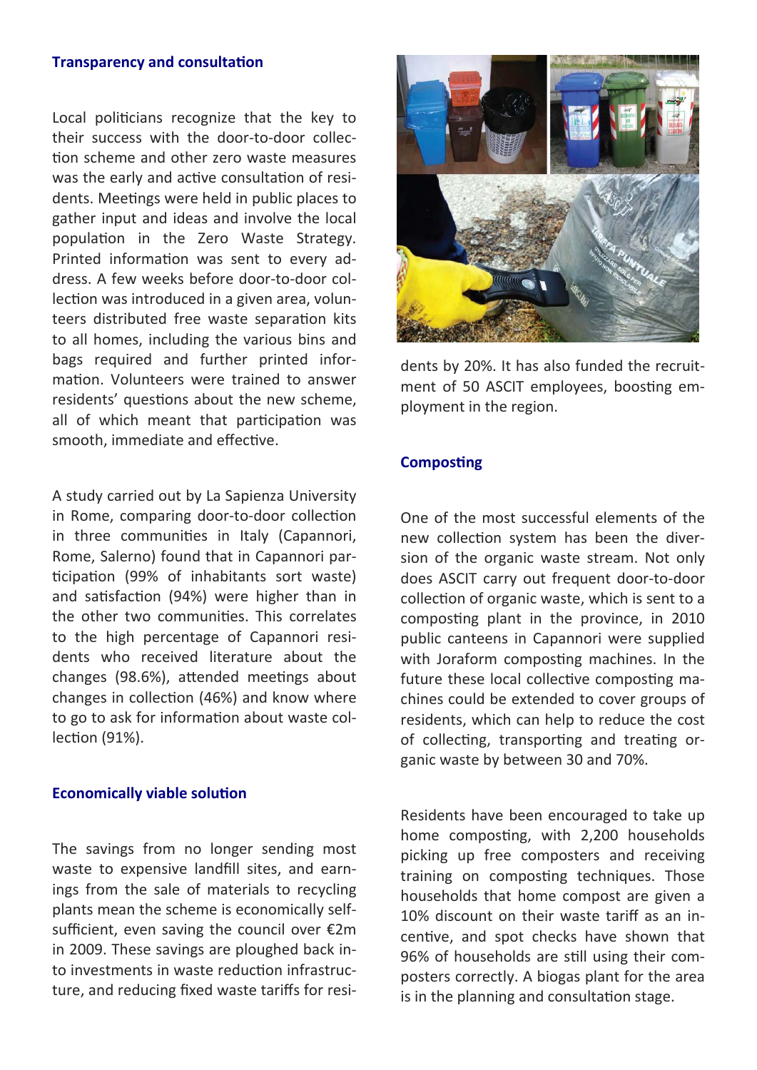## Transparency and consultation

Local politicians recognize that the key to their success with the door-to-door collection scheme and other zero waste measures was the early and active consultation of residents. Meetings were held in public places to gather input and ideas and involve the local population in the Zero Waste Strategy. Printed information was sent to every address. A few weeks before door-to-door collection was introduced in a given area, volunteers distributed free waste separation kits to all homes, including the various bins and bags required and further printed information. Volunteers were trained to answer residents' questions about the new scheme, all of which meant that participation was smooth, immediate and effective.

A study carried out by La Sapienza University in Rome, comparing door-to-door collection in three communities in Italy (Capannori, Rome, Salerno) found that in Capannori participation (99% of inhabitants sort waste) and satisfaction (94%) were higher than in the other two communities. This correlates to the high percentage of Capannori residents who received literature about the changes (98.6%), attended meetings about changes in collection (46%) and know where to go to ask for information about waste collection (91%).

## Economically viable solution

The savings from no longer sending most waste to expensive landfill sites, and earnings from the sale of materials to recycling plants mean the scheme is economically self-sufficient, even saving the council over €2m in 2009. These savings are ploughed back into investments in waste reduction infrastructure, and reducing fixed waste tariffs for residents by 20%. It has also funded the recruitment of 50 ASCIT employees, boosting employment in the region.

## Composting

One of the most successful elements of the new collection system has been the diversion of the organic waste stream. Not only does ASCIT carry out frequent door-to-door collection of organic waste, which is sent to a composting plant in the province, in 2010 public canteens in Capannori were supplied with Joraform composting machines. In the future these local collective composting machines could be extended to cover groups of residents, which can help to reduce the cost of collecting, transporting and treating organic waste by between 30 and 70%.

Residents have been encouraged to take up home composting, with 2,200 households picking up free composters and receiving training on composting techniques. Those households that home compost are given a 10% discount on their waste tariff as an incentive, and spot checks have shown that 96% of households are still using their composters correctly. A biogas plant for the area is in the planning and consultation stage.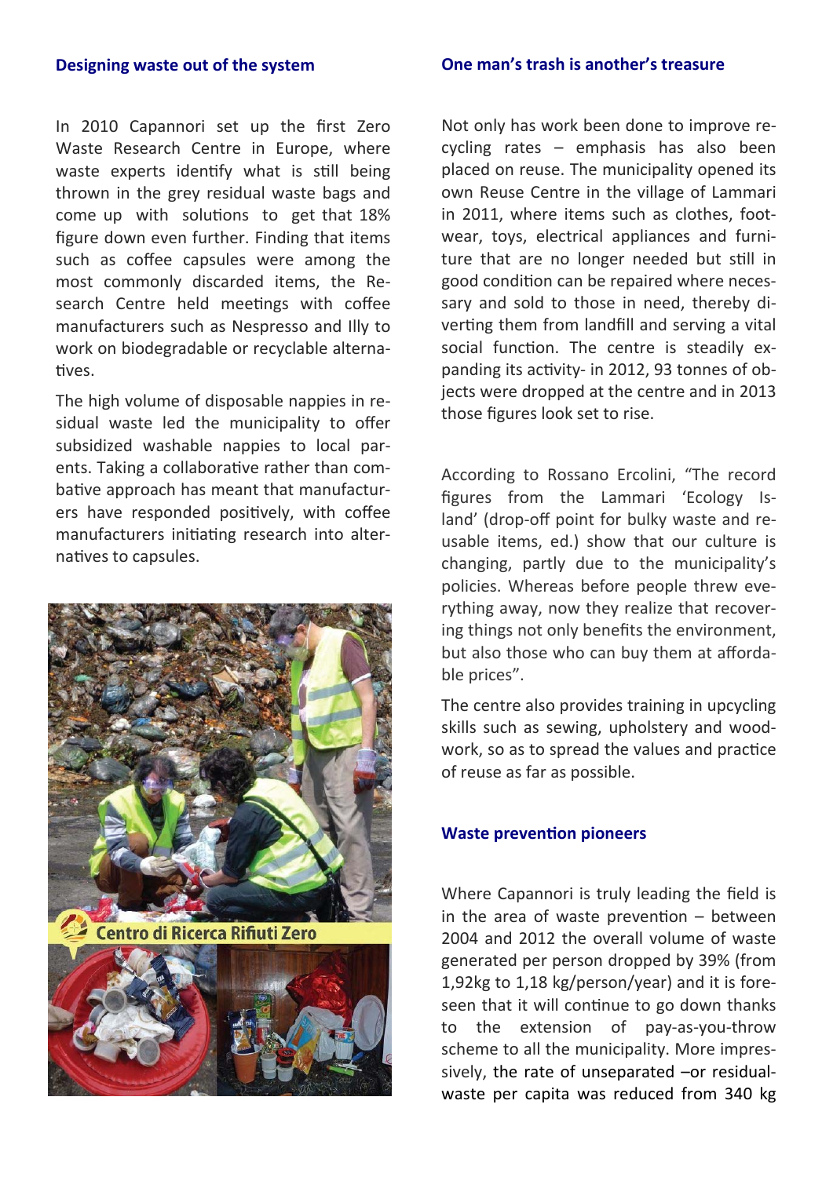## Designing waste out of the system

In 2010 Capannori set up the first Zero Waste Research Centre in Europe, where waste experts identify what is still being thrown in the grey residual waste bags and come up with solutions to get that 18% figure down even further. Finding that items such as coffee capsules were among the most commonly discarded items, the Research Centre held meetings with coffee manufacturers such as Nespresso and Illy to work on biodegradable or recyclable alternatives.

The high volume of disposable nappies in residual waste led the municipality to offer subsidized washable nappies to local parents. Taking a collaborative rather than combative approach has meant that manufacturers have responded positively, with coffee manufacturers initiating research into alternatives to capsules.

## One man's trash is another's treasure

Not only has work been done to improve recycling rates – emphasis has also been placed on reuse. The municipality opened its own Reuse Centre in the village of Lammari in 2011, where items such as clothes, footwear, toys, electrical appliances and furniture that are no longer needed but still in good condition can be repaired where necessary and sold to those in need, thereby diverting them from landfill and serving a vital social function. The centre is steadily expanding its activity- in 2012, 93 tonnes of objects were dropped at the centre and in 2013 those figures look set to rise.

According to Rossano Ercolini, "The record figures from the Lammari 'Ecology Island' (drop-off point for bulky waste and reusable items, ed.) show that our culture is changing, partly due to the municipality's policies. Whereas before people threw everything away, now they realize that recovering things not only benefits the environment, but also those who can buy them at affordable prices".

The centre also provides training in upcycling skills such as sewing, upholstery and woodwork, so as to spread the values and practice of reuse as far as possible.

## Waste prevention pioneers

Where Capannori is truly leading the field is in the area of waste prevention – between 2004 and 2012 the overall volume of waste generated per person dropped by 39% (from 1,92kg to 1,18 kg/person/year) and it is foreseen that it will continue to go down thanks to the extension of pay-as-you-throw scheme to all the municipality. More impressively, the rate of unseparated –or residual- waste per capita was reduced from 340 kg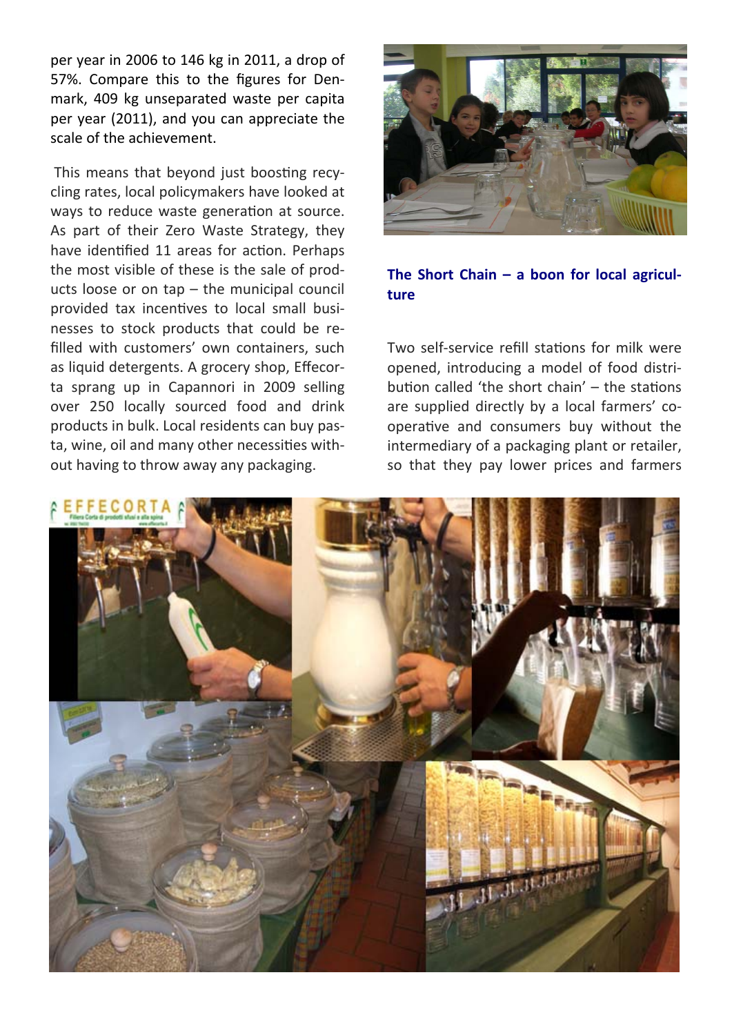per year in 2006 to 146 kg in 2011, a drop of 57%. Compare this to the figures for Denmark, 409 kg unseparated waste per capita per year (2011), and you can appreciate the scale of the achievement.

This means that beyond just boosting recycling rates, local policymakers have looked at ways to reduce waste generation at source. As part of their Zero Waste Strategy, they have identified 11 areas for action. Perhaps the most visible of these is the sale of products loose or on tap – the municipal council provided tax incentives to local small businesses to stock products that could be refilled with customers' own containers, such as liquid detergents. A grocery shop, Effecorta sprang up in Capannori in 2009 selling over 250 locally sourced food and drink products in bulk. Local residents can buy pasta, wine, oil and many other necessities without having to throw away any packaging.

## The Short Chain – a boon for local agriculture

Two self-service refill stations for milk were opened, introducing a model of food distribution called 'the short chain' – the stations are supplied directly by a local farmers' co-operative and consumers buy without the intermediary of a packaging plant or retailer, so that they pay lower prices and farmers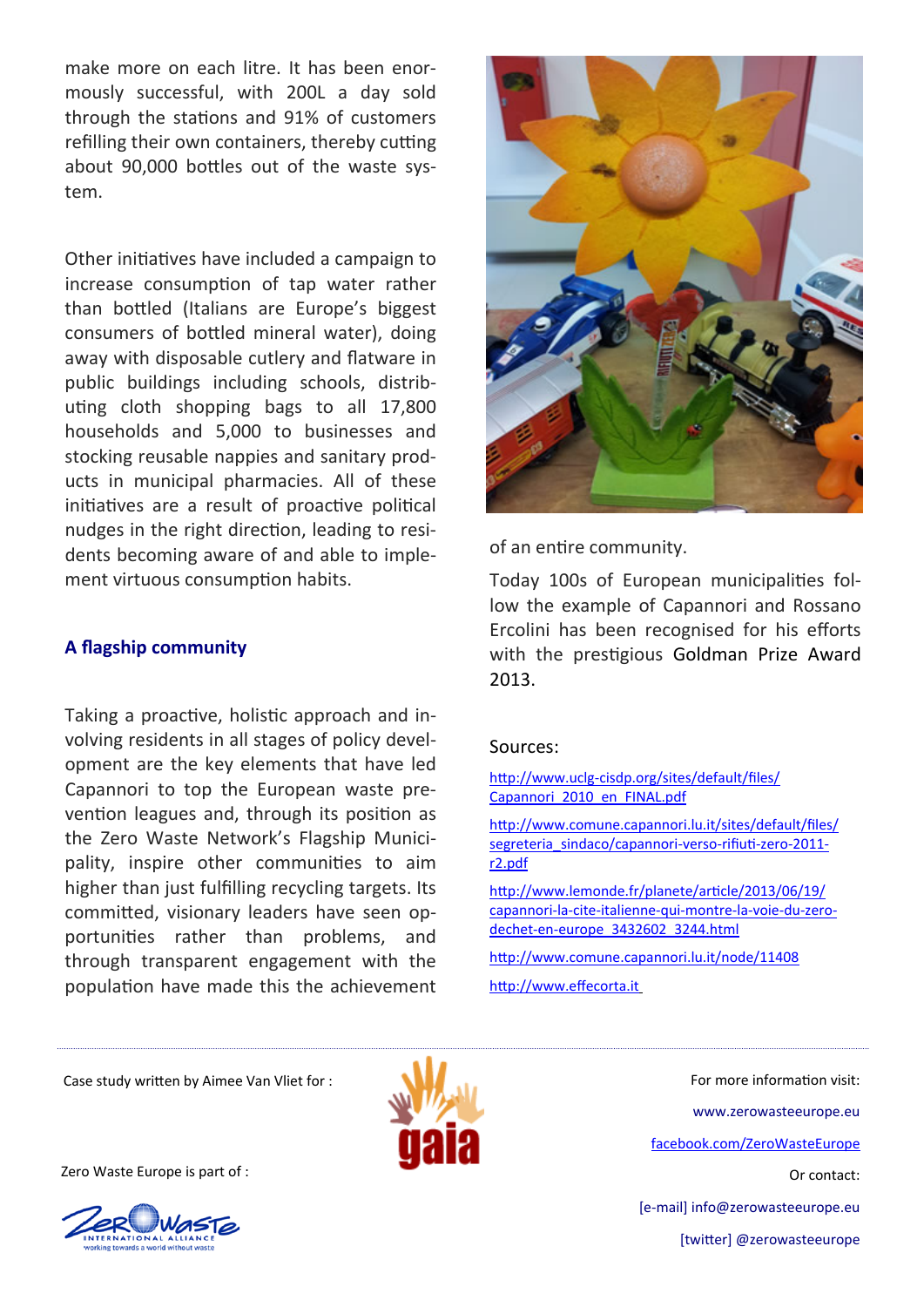make more on each litre. It has been enormously successful, with 200L a day sold through the stations and 91% of customers refilling their own containers, thereby cutting about 90,000 bottles out of the waste system.

Other initiatives have included a campaign to increase consumption of tap water rather than bottled (Italians are Europe's biggest consumers of bottled mineral water), doing away with disposable cutlery and flatware in public buildings including schools, distributing cloth shopping bags to all 17,800 households and 5,000 to businesses and stocking reusable nappies and sanitary products in municipal pharmacies. All of these initiatives are a result of proactive political nudges in the right direction, leading to residents becoming aware of and able to implement virtuous consumption habits.

## A flagship community

Taking a proactive, holistic approach and involving residents in all stages of policy development are the key elements that have led Capannori to top the European waste prevention leagues and, through its position as the Zero Waste Network's Flagship Municipality, inspire other communities to aim higher than just fulfilling recycling targets. Its committed, visionary leaders have seen opportunities rather than problems, and through transparent engagement with the population have made this the achievement of an entire community.

Today 100s of European municipalities follow the example of Capannori and Rossano Ercolini has been recognised for his efforts with the prestigious Goldman Prize Award 2013.

Sources:

http://www.uclg-cisdp.org/sites/default/files/Capannori_2010_en_FINAL.pdf

http://www.comune.capannori.lu.it/sites/default/files/segreteria_sindaco/capannori-verso-rifiuti-zero-2011-r2.pdf

http://www.lemonde.fr/planete/article/2013/06/19/capannori-la-cite-italienne-qui-montre-la-voie-du-zero-dechet-en-europe_3432602_3244.html

http://www.comune.capannori.lu.it/node/11408

http://www.effecorta.it

Case study written by Aimee Van Vliet for :

Zero Waste Europe is part of :

For more information visit:

www.zerowasteeurope.eu

facebook.com/ZeroWasteEurope

Or contact:

[e-mail] info@zerowasteeurope.eu

[twitter] @zerowasteeurope